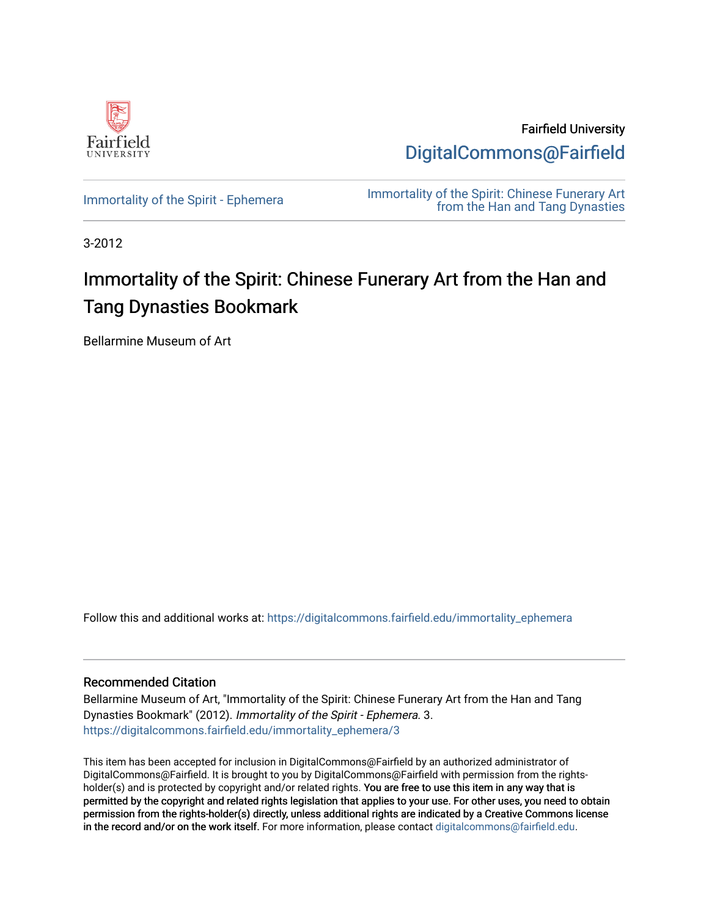Fairfield University

DigitalCommons@Fairfield

Immortality of the Spirit - Ephemera

Immortality of the Spirit: Chinese Funerary Art from the Han and Tang Dynasties

3-2012

# Immortality of the Spirit: Chinese Funerary Art from the Han and Tang Dynasties Bookmark

Bellarmine Museum of Art

Follow this and additional works at: https://digitalcommons.fairfield.edu/immortality_ephemera

## Recommended Citation

Bellarmine Museum of Art, "Immortality of the Spirit: Chinese Funerary Art from the Han and Tang Dynasties Bookmark" (2012). *Immortality of the Spirit - Ephemera*. 3.
https://digitalcommons.fairfield.edu/immortality_ephemera/3

This item has been accepted for inclusion in DigitalCommons@Fairfield by an authorized administrator of DigitalCommons@Fairfield. It is brought to you by DigitalCommons@Fairfield with permission from the rights-holder(s) and is protected by copyright and/or related rights. **You are free to use this item in any way that is permitted by the copyright and related rights legislation that applies to your use. For other uses, you need to obtain permission from the rights-holder(s) directly, unless additional rights are indicated by a Creative Commons license in the record and/or on the work itself.** For more information, please contact digitalcommons@fairfield.edu.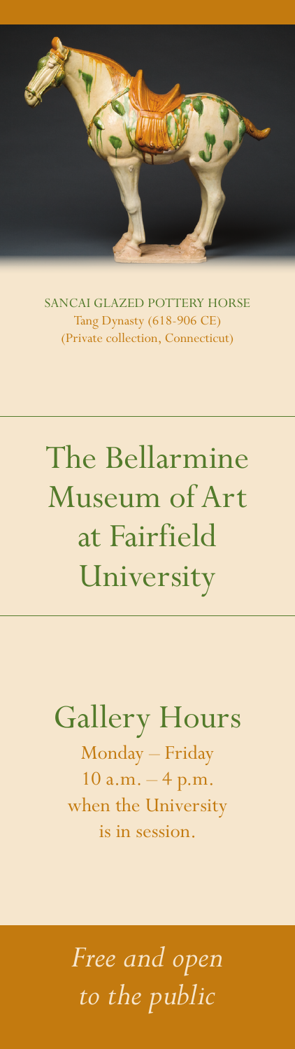SANCAI GLAZED POTTERY HORSE
Tang Dynasty (618-906 CE)
(Private collection, Connecticut)

# The Bellarmine Museum of Art at Fairfield University

## Gallery Hours

Monday – Friday
10 a.m. – 4 p.m.
when the University
is in session.

*Free and open to the public*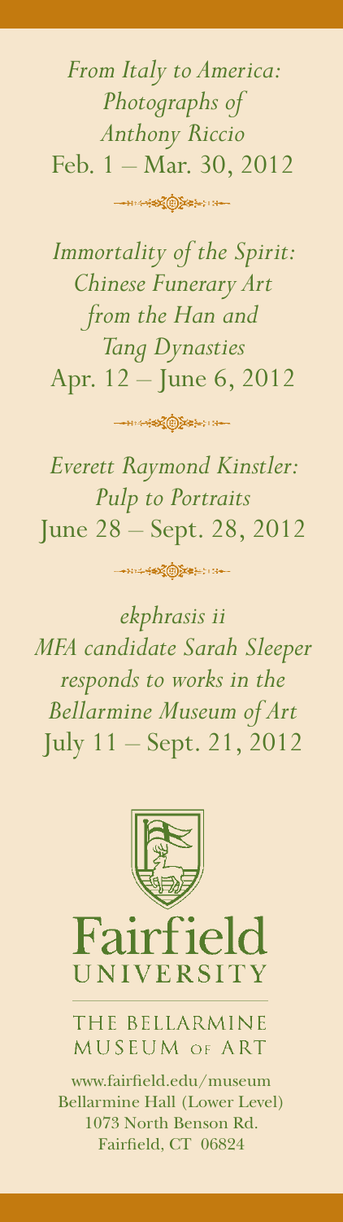*From Italy to America: Photographs of Anthony Riccio*
Feb. 1 – Mar. 30, 2012

*Immortality of the Spirit: Chinese Funerary Art from the Han and Tang Dynasties*
Apr. 12 – June 6, 2012

*Everett Raymond Kinstler: Pulp to Portraits*
June 28 – Sept. 28, 2012

*ekphrasis ii*
*MFA candidate Sarah Sleeper responds to works in the Bellarmine Museum of Art*
July 11 – Sept. 21, 2012

Fairfield
UNIVERSITY

THE BELLARMINE
MUSEUM OF ART

www.fairfield.edu/museum
Bellarmine Hall (Lower Level)
1073 North Benson Rd.
Fairfield, CT 06824